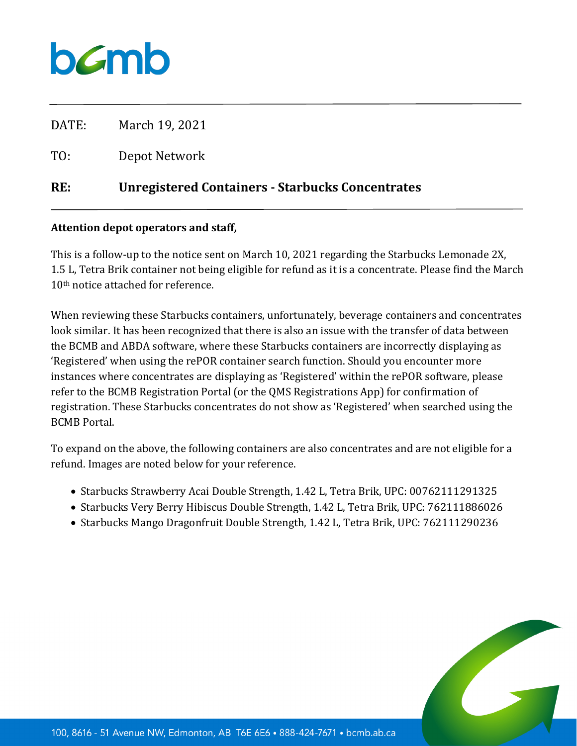bcmb

DATE: March 19, 2021

TO: Depot Network

**RE: Unregistered Containers - Starbucks Concentrates**

**Attention depot operators and staff,**

This is a follow-up to the notice sent on March 10, 2021 regarding the Starbucks Lemonade 2X, 1.5 L, Tetra Brik container not being eligible for refund as it is a concentrate. Please find the March 10th notice attached for reference.

When reviewing these Starbucks containers, unfortunately, beverage containers and concentrates look similar. It has been recognized that there is also an issue with the transfer of data between the BCMB and ABDA software, where these Starbucks containers are incorrectly displaying as 'Registered' when using the rePOR container search function. Should you encounter more instances where concentrates are displaying as 'Registered' within the rePOR software, please refer to the BCMB Registration Portal (or the QMS Registrations App) for confirmation of registration. These Starbucks concentrates do not show as 'Registered' when searched using the BCMB Portal.

To expand on the above, the following containers are also concentrates and are not eligible for a refund. Images are noted below for your reference.

- Starbucks Strawberry Acai Double Strength, 1.42 L, Tetra Brik, UPC: 00762111291325
- Starbucks Very Berry Hibiscus Double Strength, 1.42 L, Tetra Brik, UPC: 762111886026
- Starbucks Mango Dragonfruit Double Strength, 1.42 L, Tetra Brik, UPC: 762111290236

100, 8616 - 51 Avenue NW, Edmonton, AB T6E 6E6 • 888-424-7671 • bcmb.ab.ca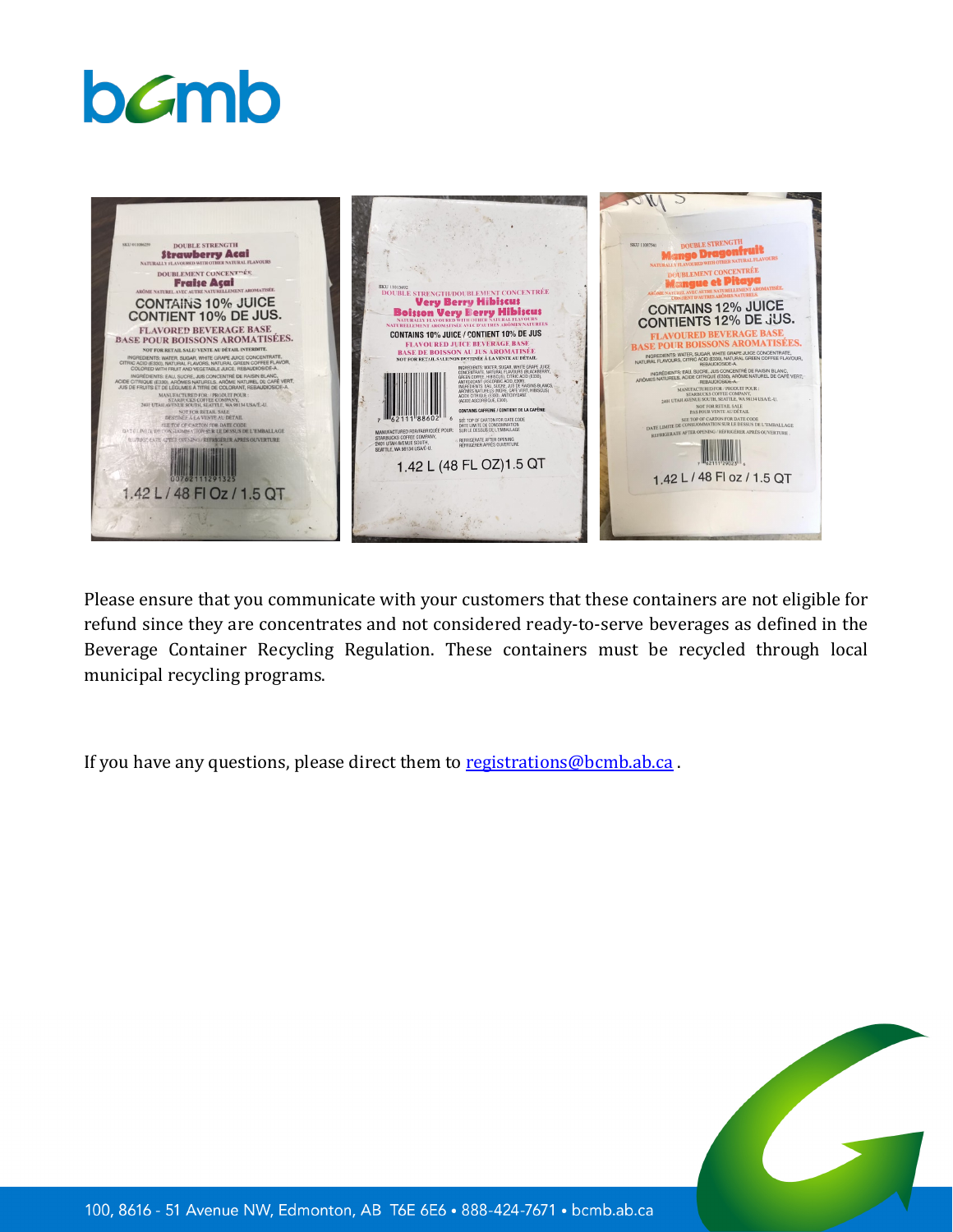Please ensure that you communicate with your customers that these containers are not eligible for refund since they are concentrates and not considered ready-to-serve beverages as defined in the Beverage Container Recycling Regulation. These containers must be recycled through local municipal recycling programs.

If you have any questions, please direct them to registrations@bcmb.ab.ca .